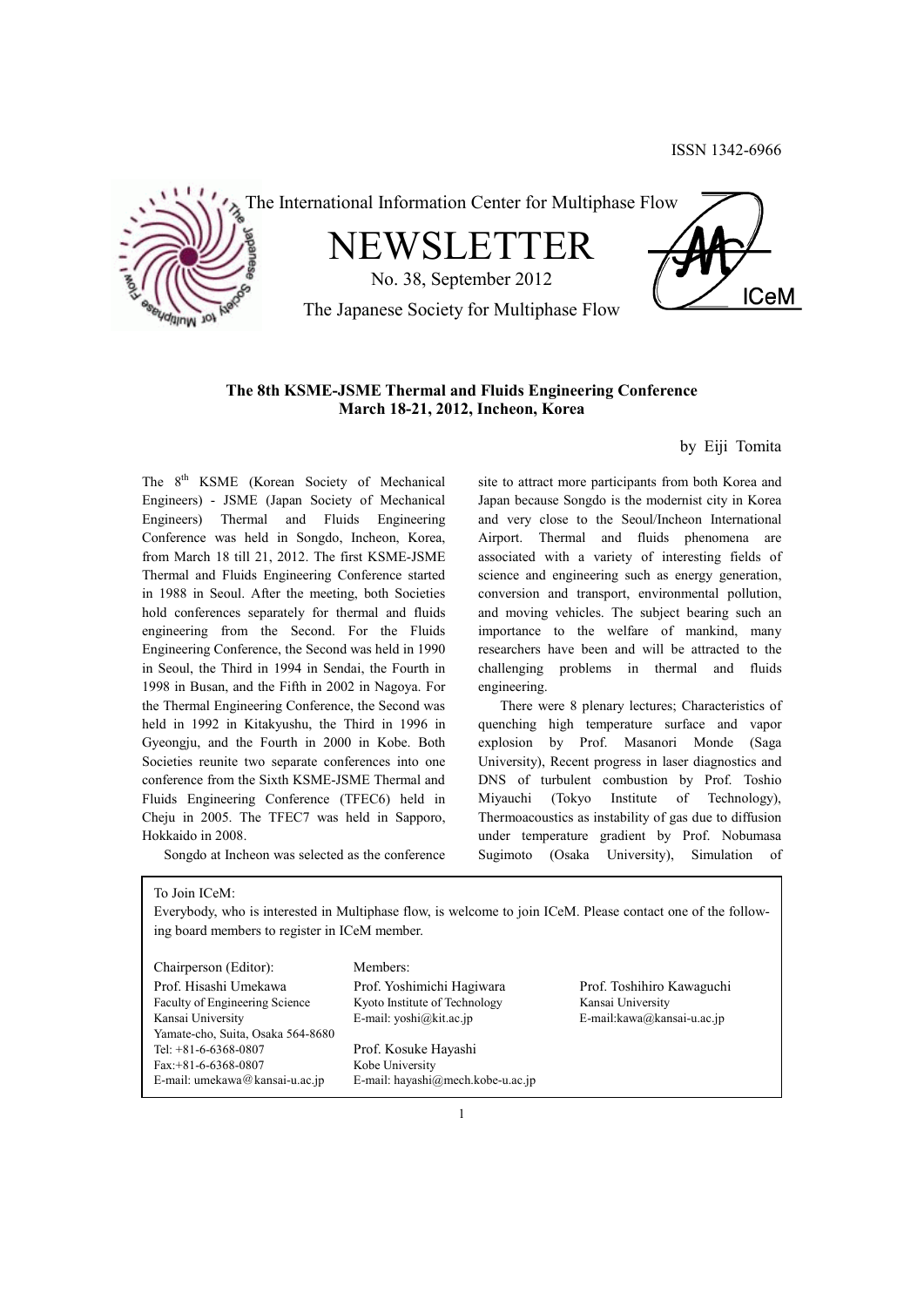ISSN 1342-6966

The International Information Center for Multiphase Flow

# NEWSLETTER

No. 38, September 2012

The Japanese Society for Multiphase Flow

## The 8th KSME-JSME Thermal and Fluids Engineering Conference
## March 18-21, 2012, Incheon, Korea

by Eiji Tomita

The 8th KSME (Korean Society of Mechanical Engineers) - JSME (Japan Society of Mechanical Engineers) Thermal and Fluids Engineering Conference was held in Songdo, Incheon, Korea, from March 18 till 21, 2012. The first KSME-JSME Thermal and Fluids Engineering Conference started in 1988 in Seoul. After the meeting, both Societies hold conferences separately for thermal and fluids engineering from the Second. For the Fluids Engineering Conference, the Second was held in 1990 in Seoul, the Third in 1994 in Sendai, the Fourth in 1998 in Busan, and the Fifth in 2002 in Nagoya. For the Thermal Engineering Conference, the Second was held in 1992 in Kitakyushu, the Third in 1996 in Gyeongju, and the Fourth in 2000 in Kobe. Both Societies reunite two separate conferences into one conference from the Sixth KSME-JSME Thermal and Fluids Engineering Conference (TFEC6) held in Cheju in 2005. The TFEC7 was held in Sapporo, Hokkaido in 2008.

Songdo at Incheon was selected as the conference site to attract more participants from both Korea and Japan because Songdo is the modernist city in Korea and very close to the Seoul/Incheon International Airport. Thermal and fluids phenomena are associated with a variety of interesting fields of science and engineering such as energy generation, conversion and transport, environmental pollution, and moving vehicles. The subject bearing such an importance to the welfare of mankind, many researchers have been and will be attracted to the challenging problems in thermal and fluids engineering.

There were 8 plenary lectures; Characteristics of quenching high temperature surface and vapor explosion by Prof. Masanori Monde (Saga University), Recent progress in laser diagnostics and DNS of turbulent combustion by Prof. Toshio Miyauchi (Tokyo Institute of Technology), Thermoacoustics as instability of gas due to diffusion under temperature gradient by Prof. Nobumasa Sugimoto (Osaka University), Simulation of

---

To Join ICeM:

Everybody, who is interested in Multiphase flow, is welcome to join ICeM. Please contact one of the following board members to register in ICeM member.

Chairperson (Editor):
Prof. Hisashi Umekawa
Faculty of Engineering Science
Kansai University
Yamate-cho, Suita, Osaka 564-8680
Tel: +81-6-6368-0807
Fax:+81-6-6368-0807
E-mail: umekawa@kansai-u.ac.jp

Members:
Prof. Yoshimichi Hagiwara
Kyoto Institute of Technology
E-mail: yoshi@kit.ac.jp

Prof. Kosuke Hayashi
Kobe University
E-mail: hayashi@mech.kobe-u.ac.jp

Prof. Toshihiro Kawaguchi
Kansai University
E-mail:kawa@kansai-u.ac.jp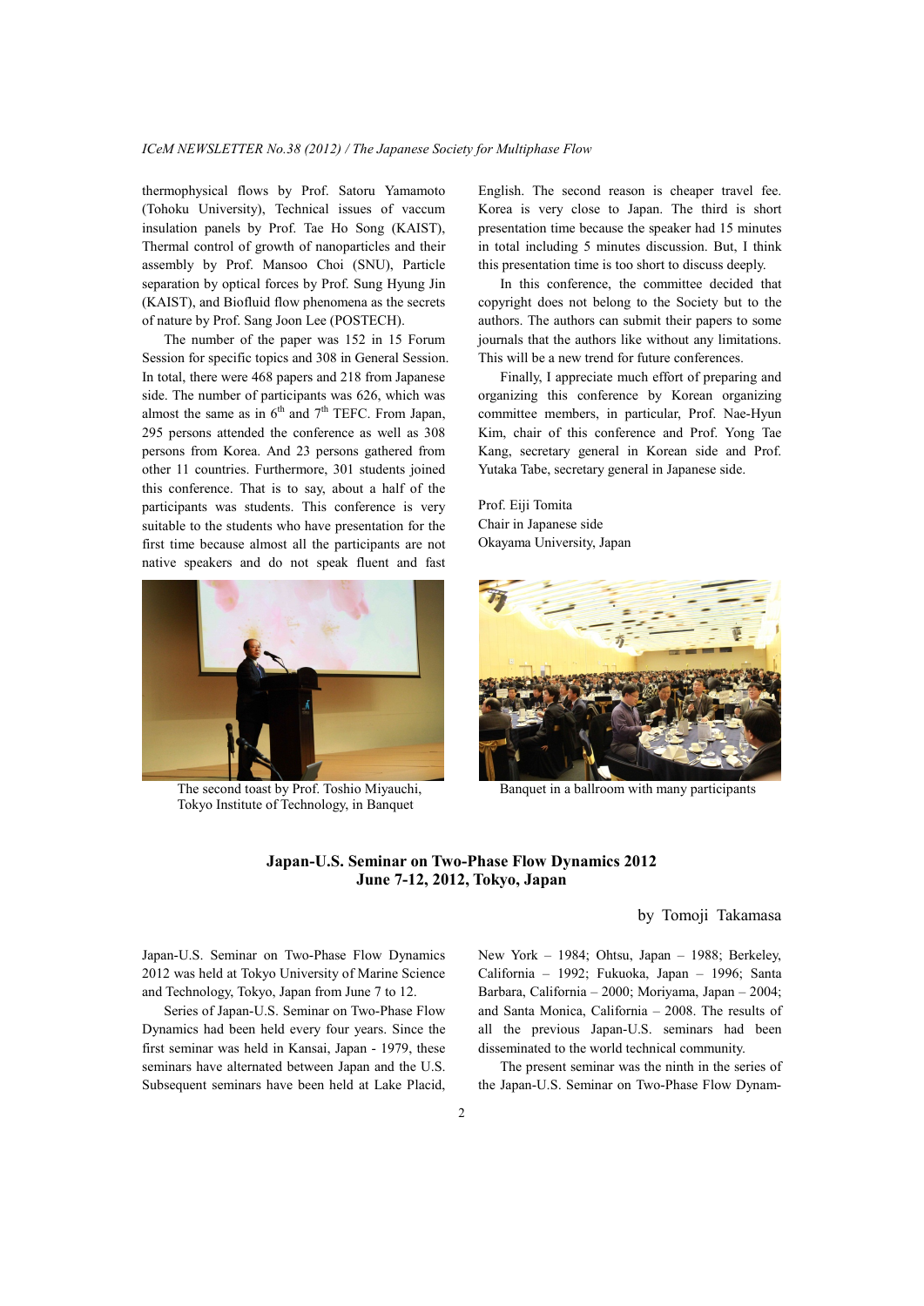thermophysical flows by Prof. Satoru Yamamoto (Tohoku University), Technical issues of vaccum insulation panels by Prof. Tae Ho Song (KAIST), Thermal control of growth of nanoparticles and their assembly by Prof. Mansoo Choi (SNU), Particle separation by optical forces by Prof. Sung Hyung Jin (KAIST), and Biofluid flow phenomena as the secrets of nature by Prof. Sang Joon Lee (POSTECH).

The number of the paper was 152 in 15 Forum Session for specific topics and 308 in General Session. In total, there were 468 papers and 218 from Japanese side. The number of participants was 626, which was almost the same as in 6th and 7th TEFC. From Japan, 295 persons attended the conference as well as 308 persons from Korea. And 23 persons gathered from other 11 countries. Furthermore, 301 students joined this conference. That is to say, about a half of the participants was students. This conference is very suitable to the students who have presentation for the first time because almost all the participants are not native speakers and do not speak fluent and fast English. The second reason is cheaper travel fee. Korea is very close to Japan. The third is short presentation time because the speaker had 15 minutes in total including 5 minutes discussion. But, I think this presentation time is too short to discuss deeply.

In this conference, the committee decided that copyright does not belong to the Society but to the authors. The authors can submit their papers to some journals that the authors like without any limitations. This will be a new trend for future conferences.

Finally, I appreciate much effort of preparing and organizing this conference by Korean organizing committee members, in particular, Prof. Nae-Hyun Kim, chair of this conference and Prof. Yong Tae Kang, secretary general in Korean side and Prof. Yutaka Tabe, secretary general in Japanese side.

Prof. Eiji Tomita
Chair in Japanese side
Okayama University, Japan

The second toast by Prof. Toshio Miyauchi, Tokyo Institute of Technology, in Banquet

Banquet in a ballroom with many participants

## Japan-U.S. Seminar on Two-Phase Flow Dynamics 2012
## June 7-12, 2012, Tokyo, Japan

by Tomoji Takamasa

Japan-U.S. Seminar on Two-Phase Flow Dynamics 2012 was held at Tokyo University of Marine Science and Technology, Tokyo, Japan from June 7 to 12.

Series of Japan-U.S. Seminar on Two-Phase Flow Dynamics had been held every four years. Since the first seminar was held in Kansai, Japan - 1979, these seminars have alternated between Japan and the U.S. Subsequent seminars have been held at Lake Placid, New York – 1984; Ohtsu, Japan – 1988; Berkeley, California – 1992; Fukuoka, Japan – 1996; Santa Barbara, California – 2000; Moriyama, Japan – 2004; and Santa Monica, California – 2008. The results of all the previous Japan-U.S. seminars had been disseminated to the world technical community.

The present seminar was the ninth in the series of the Japan-U.S. Seminar on Two-Phase Flow Dynam-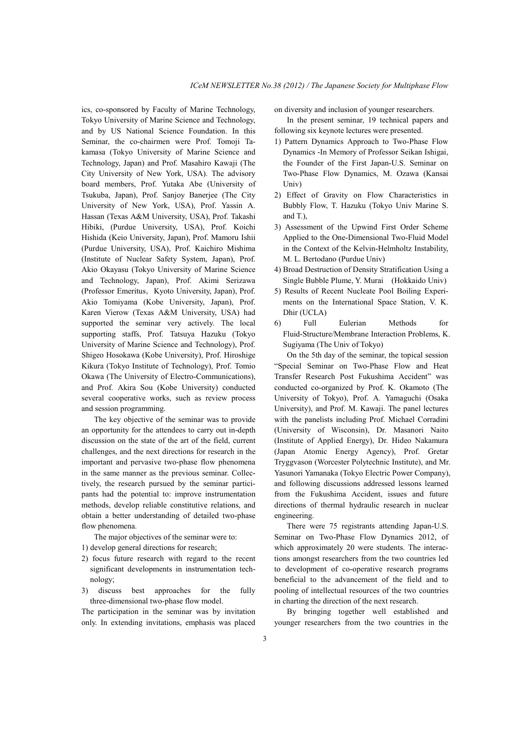ics, co-sponsored by Faculty of Marine Technology, Tokyo University of Marine Science and Technology, and by US National Science Foundation. In this Seminar, the co-chairmen were Prof. Tomoji Takamasa (Tokyo University of Marine Science and Technology, Japan) and Prof. Masahiro Kawaji (The City University of New York, USA). The advisory board members, Prof. Yutaka Abe (University of Tsukuba, Japan), Prof. Sanjoy Banerjee (The City University of New York, USA), Prof. Yassin A. Hassan (Texas A&M University, USA), Prof. Takashi Hibiki, (Purdue University, USA), Prof. Koichi Hishida (Keio University, Japan), Prof. Mamoru Ishii (Purdue University, USA), Prof. Kaichiro Mishima (Institute of Nuclear Safety System, Japan), Prof. Akio Okayasu (Tokyo University of Marine Science and Technology, Japan), Prof. Akimi Serizawa (Professor Emeritus, Kyoto University, Japan), Prof. Akio Tomiyama (Kobe University, Japan), Prof. Karen Vierow (Texas A&M University, USA) had supported the seminar very actively. The local supporting staffs, Prof. Tatsuya Hazuku (Tokyo University of Marine Science and Technology), Prof. Shigeo Hosokawa (Kobe University), Prof. Hiroshige Kikura (Tokyo Institute of Technology), Prof. Tomio Okawa (The University of Electro-Communications), and Prof. Akira Sou (Kobe University) conducted several cooperative works, such as review process and session programming.

The key objective of the seminar was to provide an opportunity for the attendees to carry out in-depth discussion on the state of the art of the field, current challenges, and the next directions for research in the important and pervasive two-phase flow phenomena in the same manner as the previous seminar. Collectively, the research pursued by the seminar participants had the potential to: improve instrumentation methods, develop reliable constitutive relations, and obtain a better understanding of detailed two-phase flow phenomena.

The major objectives of the seminar were to:

1) develop general directions for research;
2) focus future research with regard to the recent significant developments in instrumentation technology;
3) discuss best approaches for the fully three-dimensional two-phase flow model.

The participation in the seminar was by invitation only. In extending invitations, emphasis was placed on diversity and inclusion of younger researchers.

In the present seminar, 19 technical papers and following six keynote lectures were presented.

1) Pattern Dynamics Approach to Two-Phase Flow Dynamics -In Memory of Professor Seikan Ishigai, the Founder of the First Japan-U.S. Seminar on Two-Phase Flow Dynamics, M. Ozawa (Kansai Univ)
2) Effect of Gravity on Flow Characteristics in Bubbly Flow, T. Hazuku (Tokyo Univ Marine S. and T.),
3) Assessment of the Upwind First Order Scheme Applied to the One-Dimensional Two-Fluid Model in the Context of the Kelvin-Helmholtz Instability, M. L. Bertodano (Purdue Univ)
4) Broad Destruction of Density Stratification Using a Single Bubble Plume, Y. Murai (Hokkaido Univ)
5) Results of Recent Nucleate Pool Boiling Experiments on the International Space Station, V. K. Dhir (UCLA)
6) Full Eulerian Methods for Fluid-Structure/Membrane Interaction Problems, K. Sugiyama (The Univ of Tokyo)

On the 5th day of the seminar, the topical session "Special Seminar on Two-Phase Flow and Heat Transfer Research Post Fukushima Accident" was conducted co-organized by Prof. K. Okamoto (The University of Tokyo), Prof. A. Yamaguchi (Osaka University), and Prof. M. Kawaji. The panel lectures with the panelists including Prof. Michael Corradini (University of Wisconsin), Dr. Masanori Naito (Institute of Applied Energy), Dr. Hideo Nakamura (Japan Atomic Energy Agency), Prof. Gretar Tryggvason (Worcester Polytechnic Institute), and Mr. Yasunori Yamanaka (Tokyo Electric Power Company), and following discussions addressed lessons learned from the Fukushima Accident, issues and future directions of thermal hydraulic research in nuclear engineering.

There were 75 registrants attending Japan-U.S. Seminar on Two-Phase Flow Dynamics 2012, of which approximately 20 were students. The interactions amongst researchers from the two countries led to development of co-operative research programs beneficial to the advancement of the field and to pooling of intellectual resources of the two countries in charting the direction of the next research.

By bringing together well established and younger researchers from the two countries in the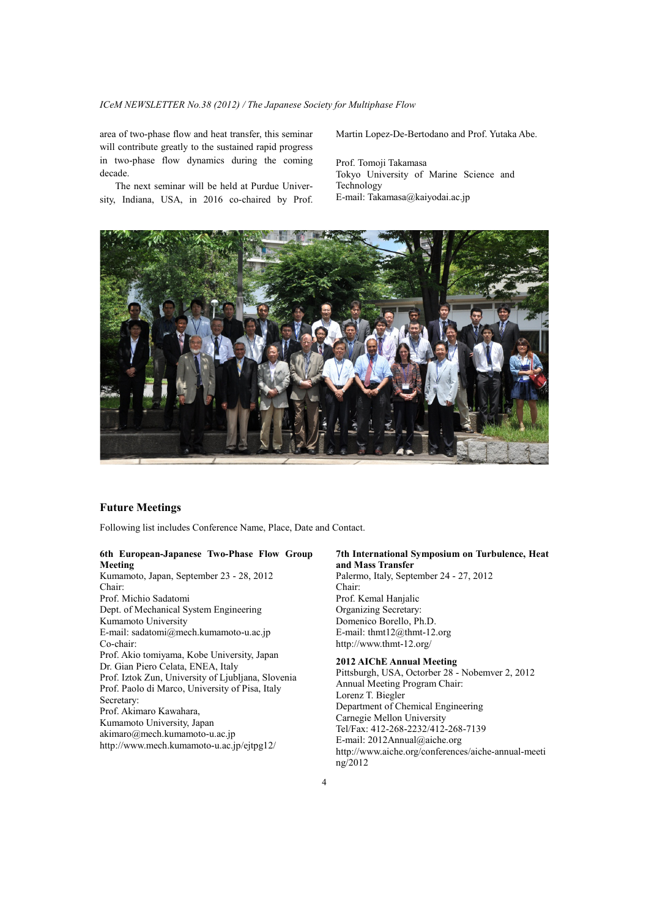area of two-phase flow and heat transfer, this seminar will contribute greatly to the sustained rapid progress in two-phase flow dynamics during the coming decade.

The next seminar will be held at Purdue University, Indiana, USA, in 2016 co-chaired by Prof. Martin Lopez-De-Bertodano and Prof. Yutaka Abe.

Prof. Tomoji Takamasa
Tokyo University of Marine Science and Technology
E-mail: Takamasa@kaiyodai.ac.jp

## Future Meetings

Following list includes Conference Name, Place, Date and Contact.

**6th European-Japanese Two-Phase Flow Group Meeting**
Kumamoto, Japan, September 23 - 28, 2012
Chair:
Prof. Michio Sadatomi
Dept. of Mechanical System Engineering
Kumamoto University
E-mail: sadatomi@mech.kumamoto-u.ac.jp
Co-chair:
Prof. Akio tomiyama, Kobe University, Japan
Dr. Gian Piero Celata, ENEA, Italy
Prof. Iztok Zun, University of Ljubljana, Slovenia
Prof. Paolo di Marco, University of Pisa, Italy
Secretary:
Prof. Akimaro Kawahara,
Kumamoto University, Japan
akimaro@mech.kumamoto-u.ac.jp
http://www.mech.kumamoto-u.ac.jp/ejtpg12/

**7th International Symposium on Turbulence, Heat and Mass Transfer**
Palermo, Italy, September 24 - 27, 2012
Chair:
Prof. Kemal Hanjalic
Organizing Secretary:
Domenico Borello, Ph.D.
E-mail: thmt12@thmt-12.org
http://www.thmt-12.org/

**2012 AIChE Annual Meeting**
Pittsburgh, USA, Octorber 28 - Nobemver 2, 2012
Annual Meeting Program Chair:
Lorenz T. Biegler
Department of Chemical Engineering
Carnegie Mellon University
Tel/Fax: 412-268-2232/412-268-7139
E-mail: 2012Annual@aiche.org
http://www.aiche.org/conferences/aiche-annual-meeting/2012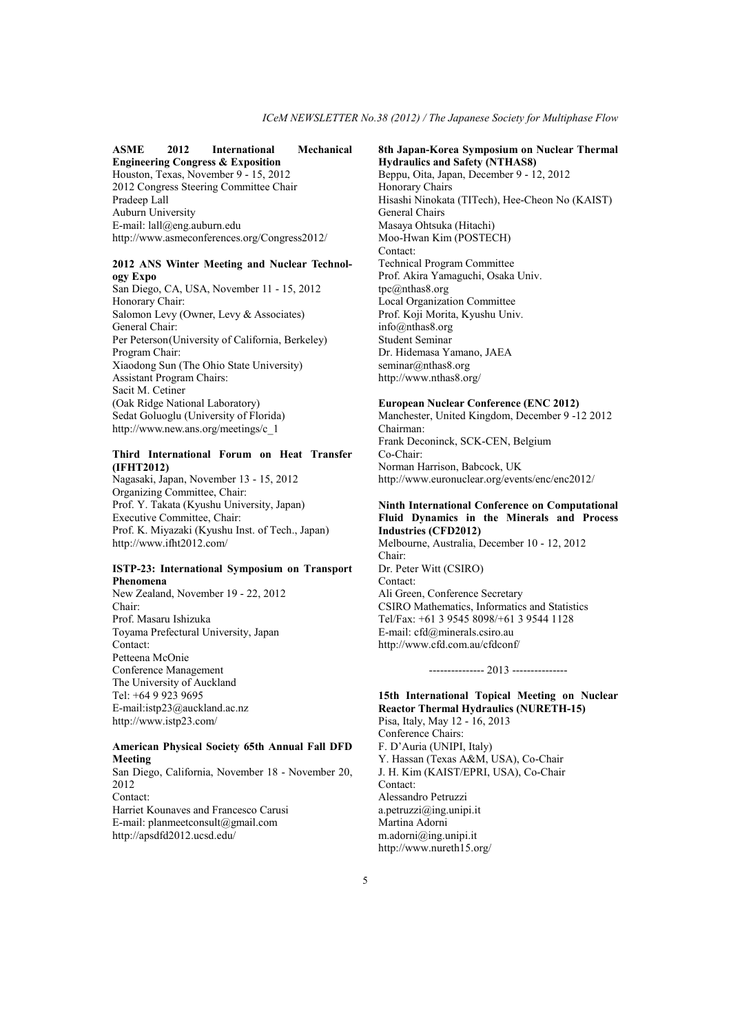**ASME 2012 International Mechanical Engineering Congress & Exposition**
Houston, Texas, November 9 - 15, 2012
2012 Congress Steering Committee Chair
Pradeep Lall
Auburn University
E-mail: lall@eng.auburn.edu
http://www.asmeconferences.org/Congress2012/

**2012 ANS Winter Meeting and Nuclear Technology Expo**
San Diego, CA, USA, November 11 - 15, 2012
Honorary Chair:
Salomon Levy (Owner, Levy & Associates)
General Chair:
Per Peterson(University of California, Berkeley)
Program Chair:
Xiaodong Sun (The Ohio State University)
Assistant Program Chairs:
Sacit M. Cetiner
(Oak Ridge National Laboratory)
Sedat Goluoglu (University of Florida)
http://www.new.ans.org/meetings/c_1

**Third International Forum on Heat Transfer (IFHT2012)**
Nagasaki, Japan, November 13 - 15, 2012
Organizing Committee, Chair:
Prof. Y. Takata (Kyushu University, Japan)
Executive Committee, Chair:
Prof. K. Miyazaki (Kyushu Inst. of Tech., Japan)
http://www.ifht2012.com/

**ISTP-23: International Symposium on Transport Phenomena**
New Zealand, November 19 - 22, 2012
Chair:
Prof. Masaru Ishizuka
Toyama Prefectural University, Japan
Contact:
Petteena McOnie
Conference Management
The University of Auckland
Tel: +64 9 923 9695
E-mail:istp23@auckland.ac.nz
http://www.istp23.com/

**American Physical Society 65th Annual Fall DFD Meeting**
San Diego, California, November 18 - November 20, 2012
Contact:
Harriet Kounaves and Francesco Carusi
E-mail: planmeetconsult@gmail.com
http://apsdfd2012.ucsd.edu/

**8th Japan-Korea Symposium on Nuclear Thermal Hydraulics and Safety (NTHAS8)**
Beppu, Oita, Japan, December 9 - 12, 2012
Honorary Chairs
Hisashi Ninokata (TITech), Hee-Cheon No (KAIST)
General Chairs
Masaya Ohtsuka (Hitachi)
Moo-Hwan Kim (POSTECH)
Contact:
Technical Program Committee
Prof. Akira Yamaguchi, Osaka Univ.
tpc@nthas8.org
Local Organization Committee
Prof. Koji Morita, Kyushu Univ.
info@nthas8.org
Student Seminar
Dr. Hidemasa Yamano, JAEA
seminar@nthas8.org
http://www.nthas8.org/

**European Nuclear Conference (ENC 2012)**
Manchester, United Kingdom, December 9 -12 2012
Chairman:
Frank Deconinck, SCK-CEN, Belgium
Co-Chair:
Norman Harrison, Babcock, UK
http://www.euronuclear.org/events/enc/enc2012/

**Ninth International Conference on Computational Fluid Dynamics in the Minerals and Process Industries (CFD2012)**
Melbourne, Australia, December 10 - 12, 2012
Chair:
Dr. Peter Witt (CSIRO)
Contact:
Ali Green, Conference Secretary
CSIRO Mathematics, Informatics and Statistics
Tel/Fax: +61 3 9545 8098/+61 3 9544 1128
E-mail: cfd@minerals.csiro.au
http://www.cfd.com.au/cfdconf/

--------------- 2013 ---------------

**15th International Topical Meeting on Nuclear Reactor Thermal Hydraulics (NURETH-15)**
Pisa, Italy, May 12 - 16, 2013
Conference Chairs:
F. D'Auria (UNIPI, Italy)
Y. Hassan (Texas A&M, USA), Co-Chair
J. H. Kim (KAIST/EPRI, USA), Co-Chair
Contact:
Alessandro Petruzzi
a.petruzzi@ing.unipi.it
Martina Adorni
m.adorni@ing.unipi.it
http://www.nureth15.org/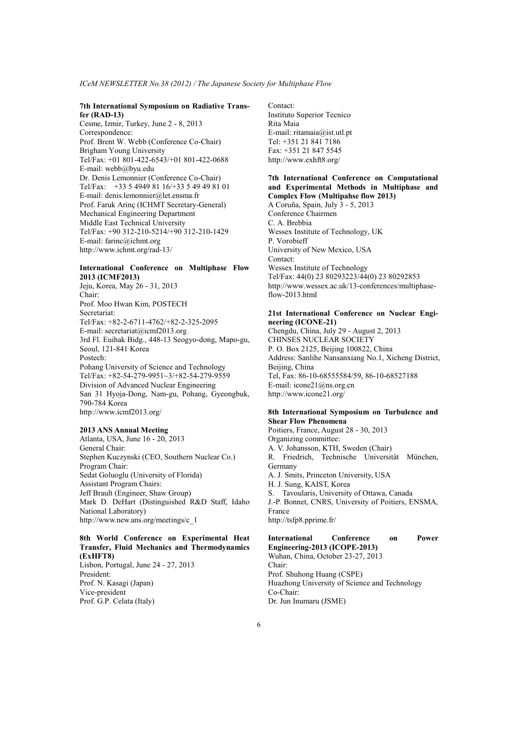**7th International Symposium on Radiative Transfer (RAD-13)**
Cesme, Izmir, Turkey, June 2 - 8, 2013
Correspondence:
Prof. Brent W. Webb (Conference Co-Chair)
Brigham Young University
Tel/Fax: +01 801-422-6543/+01 801-422-0688
E-mail: webb@byu.edu
Dr. Denis Lemonnier (Conference Co-Chair)
Tel/Fax: +33 5 4949 81 16/+33 5 49 49 81 01
E-mail: denis.lemonnier@let.ensma.fr
Prof. Faruk Arinç (ICHMT Secretary-General)
Mechanical Engineering Department
Middle East Technical University
Tel/Fax: +90 312-210-5214/+90 312-210-1429
E-mail: farinc@ichmt.org
http://www.ichmt.org/rad-13/

**International Conference on Multiphase Flow 2013 (ICMF2013)**
Jeju, Korea, May 26 - 31, 2013
Chair:
Prof. Moo Hwan Kim, POSTECH
Secretariat:
Tel/Fax: +82-2-6711-4762/+82-2-325-2095
E-mail: secretariat@icmf2013.org
3rd Fl. Euihak Bidg., 448-13 Seogyo-dong, Mapo-gu, Seoul, 121-841 Korea
Postech:
Pohang University of Science and Technology
Tel/Fax: +82-54-279-9951~3/+82-54-279-9559
Division of Advanced Nuclear Engineering
San 31 Hyoja-Dong, Nam-gu, Pohang, Gyeongbuk, 790-784 Korea
http://www.icmf2013.org/

**2013 ANS Annual Meeting**
Atlanta, USA, June 16 - 20, 2013
General Chair:
Stephen Kuczynski (CEO, Southern Nuclear Co.)
Program Chair:
Sedat Goluoglu (University of Florida)
Assistant Program Chairs:
Jeff Brault (Engineer, Shaw Group)
Mark D. DeHart (Distinguished R&D Staff, Idaho National Laboratory)
http://www.new.ans.org/meetings/c_1

**8th World Conference on Experimental Heat Transfer, Fluid Mechanics and Thermodynamics (ExHFT8)**
Lisbon, Portugal, June 24 - 27, 2013
President:
Prof. N. Kasagi (Japan)
Vice-president
Prof. G.P. Celata (Italy)
Contact:
Instituto Superior Tecnico
Rita Maia
E-mail: ritamaia@ist.utl.pt
Tel: +351 21 841 7186
Fax: +351 21 847 5545
http://www.exhft8.org/

**7th International Conference on Computational and Experimental Methods in Multiphase and Complex Flow (Multipahse flow 2013)**
A Coruña, Spain, July 3 - 5, 2013
Conference Chairmen
C. A. Brebbia
Wessex Institute of Technology, UK
P. Vorobieff
University of New Mexico, USA
Contact:
Wessex Institute of Technology
Tel/Fax: 44(0) 23 80293223/44(0) 23 80292853
http://www.wessex.ac.uk/13-conferences/multiphase-flow-2013.html

**21st International Conference on Nuclear Engineering (ICONE-21)**
Chengdu, China, July 29 - August 2, 2013
CHINSES NUCLEAR SOCIETY
P. O. Box 2125, Beijing 100822, China
Address: Sanlihe Nansanxiang No.1, Xicheng District, Beijing, China
Tel, Fax: 86-10-68555584/59, 86-10-68527188
E-mail: icone21@ns.org.cn
http://www.icone21.org/

**8th International Symposium on Turbulence and Shear Flow Phenomena**
Poitiers, France, August 28 - 30, 2013
Organizing committee:
A. V. Johansson, KTH, Sweden (Chair)
R. Friedrich, Technische Universität München, Germany
A. J. Smits, Princeton University, USA
H. J. Sung, KAIST, Korea
S. Tavoularis, University of Ottawa, Canada
J.-P. Bonnet, CNRS, University of Poitiers, ENSMA, France
http://tsfp8.pprime.fr/

**International Conference on Power Engineering-2013 (ICOPE-2013)**
Wuhan, China, October 23-27, 2013
Chair:
Prof. Shuhong Huang (CSPE)
Huazhong University of Science and Technology
Co-Chair:
Dr. Jun Inumaru (JSME)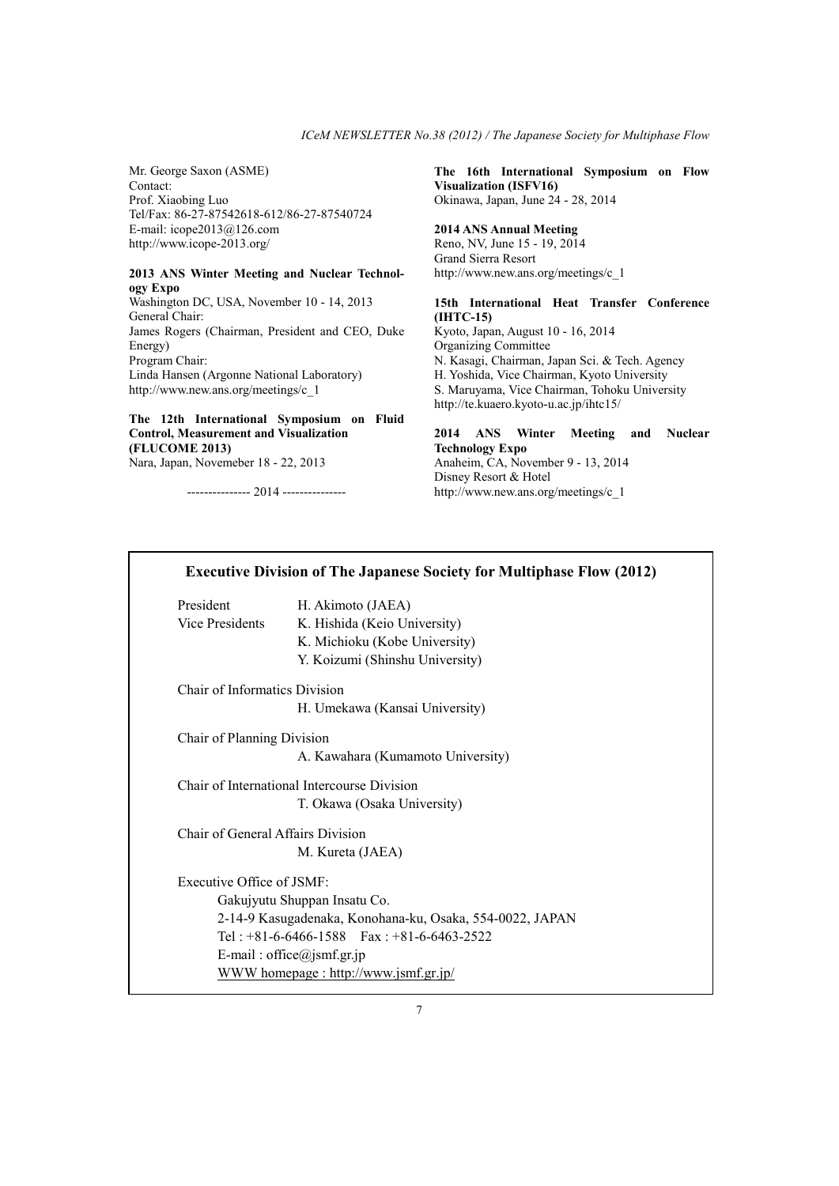Mr. George Saxon (ASME)
Contact:
Prof. Xiaobing Luo
Tel/Fax: 86-27-87542618-612/86-27-87540724
E-mail: icope2013@126.com
http://www.icope-2013.org/

**2013 ANS Winter Meeting and Nuclear Technology Expo**
Washington DC, USA, November 10 - 14, 2013
General Chair:
James Rogers (Chairman, President and CEO, Duke Energy)
Program Chair:
Linda Hansen (Argonne National Laboratory)
http://www.new.ans.org/meetings/c_1

**The 12th International Symposium on Fluid Control, Measurement and Visualization (FLUCOME 2013)**
Nara, Japan, Novemeber 18 - 22, 2013

--------------- 2014 ---------------

**The 16th International Symposium on Flow Visualization (ISFV16)**
Okinawa, Japan, June 24 - 28, 2014

**2014 ANS Annual Meeting**
Reno, NV, June 15 - 19, 2014
Grand Sierra Resort
http://www.new.ans.org/meetings/c_1

**15th International Heat Transfer Conference (IHTC-15)**
Kyoto, Japan, August 10 - 16, 2014
Organizing Committee
N. Kasagi, Chairman, Japan Sci. & Tech. Agency
H. Yoshida, Vice Chairman, Kyoto University
S. Maruyama, Vice Chairman, Tohoku University
http://te.kuaero.kyoto-u.ac.jp/ihtc15/

**2014 ANS Winter Meeting and Nuclear Technology Expo**
Anaheim, CA, November 9 - 13, 2014
Disney Resort & Hotel
http://www.new.ans.org/meetings/c_1

## Executive Division of The Japanese Society for Multiphase Flow (2012)

President — H. Akimoto (JAEA)
Vice Presidents — K. Hishida (Keio University)
K. Michioku (Kobe University)
Y. Koizumi (Shinshu University)

Chair of Informatics Division
H. Umekawa (Kansai University)

Chair of Planning Division
A. Kawahara (Kumamoto University)

Chair of International Intercourse Division
T. Okawa (Osaka University)

Chair of General Affairs Division
M. Kureta (JAEA)

Executive Office of JSMF:
Gakujyutu Shuppan Insatu Co.
2-14-9 Kasugadenaka, Konohana-ku, Osaka, 554-0022, JAPAN
Tel : +81-6-6466-1588 Fax : +81-6-6463-2522
E-mail : office@jsmf.gr.jp
WWW homepage : http://www.jsmf.gr.jp/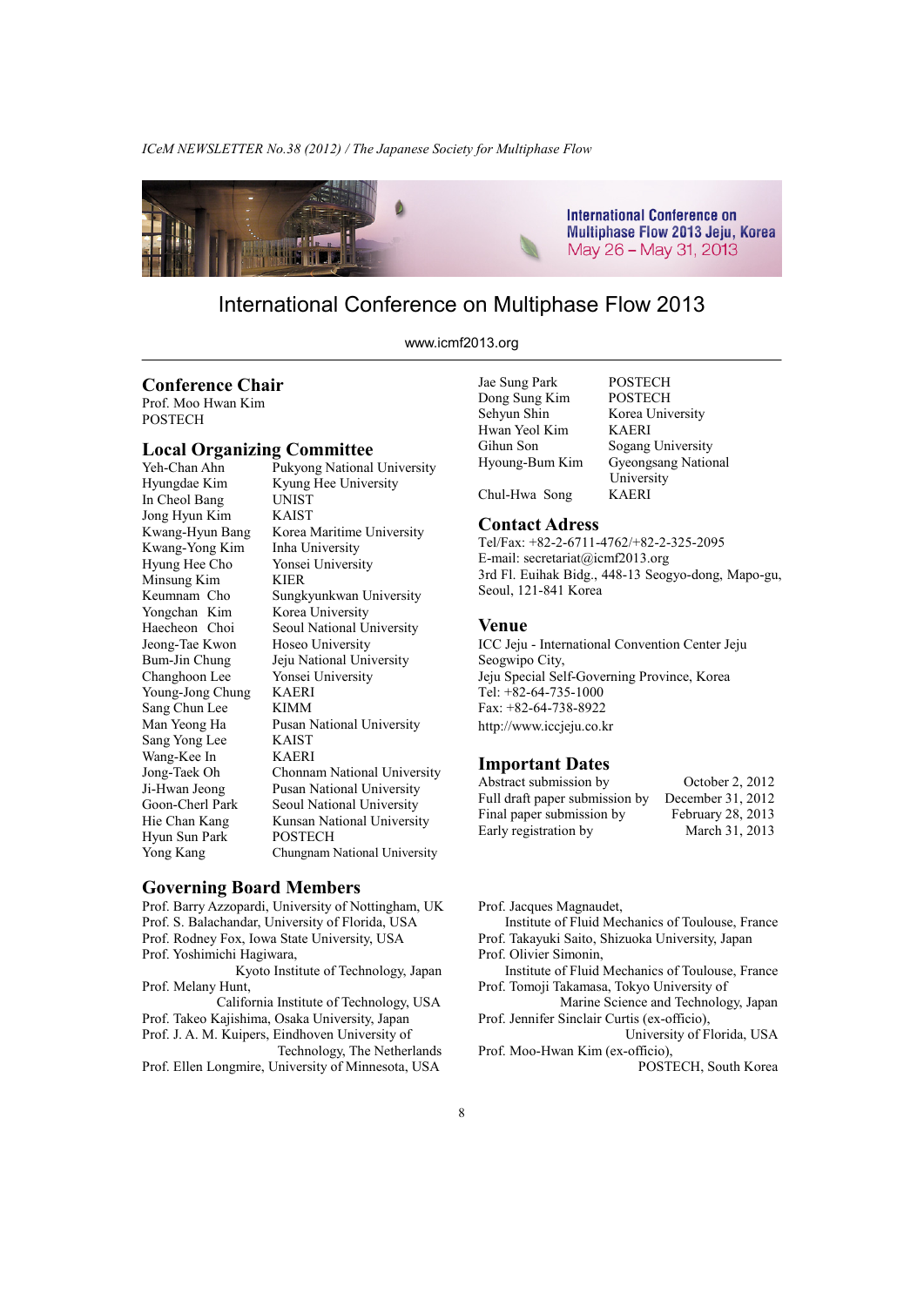International Conference on Multiphase Flow 2013 Jeju, Korea
May 26 – May 31, 2013

# International Conference on Multiphase Flow 2013

www.icmf2013.org

## Conference Chair

Prof. Moo Hwan Kim
POSTECH

## Local Organizing Committee

| | |
|---|---|
| Yeh-Chan Ahn | Pukyong National University |
| Hyungdae Kim | Kyung Hee University |
| In Cheol Bang | UNIST |
| Jong Hyun Kim | KAIST |
| Kwang-Hyun Bang | Korea Maritime University |
| Kwang-Yong Kim | Inha University |
| Hyung Hee Cho | Yonsei University |
| Minsung Kim | KIER |
| Keumnam Cho | Sungkyunkwan University |
| Yongchan Kim | Korea University |
| Haecheon Choi | Seoul National University |
| Jeong-Tae Kwon | Hoseo University |
| Bum-Jin Chung | Jeju National University |
| Changhoon Lee | Yonsei University |
| Young-Jong Chung | KAERI |
| Sang Chun Lee | KIMM |
| Man Yeong Ha | Pusan National University |
| Sang Yong Lee | KAIST |
| Wang-Kee In | KAERI |
| Jong-Taek Oh | Chonnam National University |
| Ji-Hwan Jeong | Pusan National University |
| Goon-Cherl Park | Seoul National University |
| Hie Chan Kang | Kunsan National University |
| Hyun Sun Park | POSTECH |
| Yong Kang | Chungnam National University |
| Jae Sung Park | POSTECH |
| Dong Sung Kim | POSTECH |
| Sehyun Shin | Korea University |
| Hwan Yeol Kim | KAERI |
| Gihun Son | Sogang University |
| Hyoung-Bum Kim | Gyeongsang National University |
| Chul-Hwa Song | KAERI |

## Contact Adress

Tel/Fax: +82-2-6711-4762/+82-2-325-2095
E-mail: secretariat@icmf2013.org
3rd Fl. Euihak Bidg., 448-13 Seogyo-dong, Mapo-gu, Seoul, 121-841 Korea

## Venue

ICC Jeju - International Convention Center Jeju
Seogwipo City,
Jeju Special Self-Governing Province, Korea
Tel: +82-64-735-1000
Fax: +82-64-738-8922
http://www.iccjeju.co.kr

## Important Dates

| | |
|---|---|
| Abstract submission by | October 2, 2012 |
| Full draft paper submission by | December 31, 2012 |
| Final paper submission by | February 28, 2013 |
| Early registration by | March 31, 2013 |

## Governing Board Members

Prof. Barry Azzopardi, University of Nottingham, UK
Prof. S. Balachandar, University of Florida, USA
Prof. Rodney Fox, Iowa State University, USA
Prof. Yoshimichi Hagiwara, Kyoto Institute of Technology, Japan
Prof. Melany Hunt, California Institute of Technology, USA
Prof. Takeo Kajishima, Osaka University, Japan
Prof. J. A. M. Kuipers, Eindhoven University of Technology, The Netherlands
Prof. Ellen Longmire, University of Minnesota, USA
Prof. Jacques Magnaudet, Institute of Fluid Mechanics of Toulouse, France
Prof. Takayuki Saito, Shizuoka University, Japan
Prof. Olivier Simonin, Institute of Fluid Mechanics of Toulouse, France
Prof. Tomoji Takamasa, Tokyo University of Marine Science and Technology, Japan
Prof. Jennifer Sinclair Curtis (ex-officio), University of Florida, USA
Prof. Moo-Hwan Kim (ex-officio), POSTECH, South Korea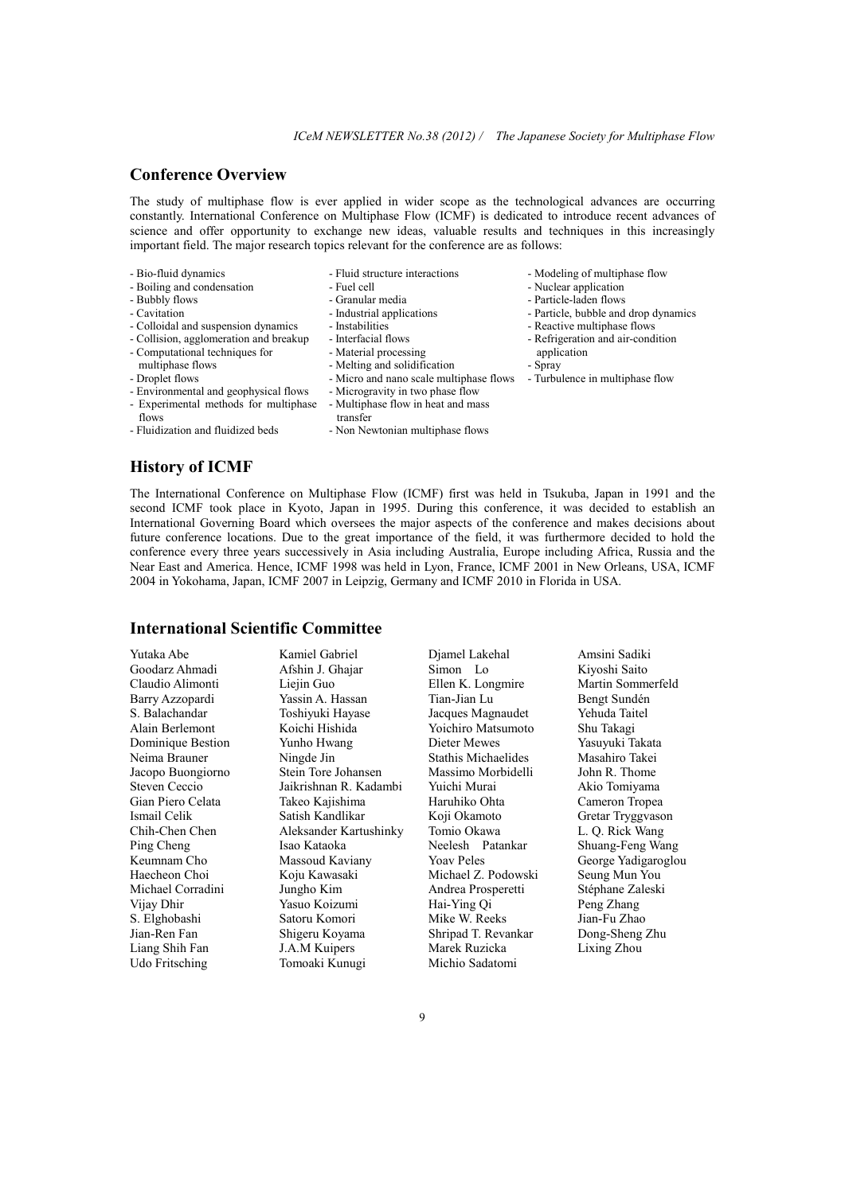## Conference Overview

The study of multiphase flow is ever applied in wider scope as the technological advances are occurring constantly. International Conference on Multiphase Flow (ICMF) is dedicated to introduce recent advances of science and offer opportunity to exchange new ideas, valuable results and techniques in this increasingly important field. The major research topics relevant for the conference are as follows:

- Bio-fluid dynamics
- Boiling and condensation
- Bubbly flows
- Cavitation
- Colloidal and suspension dynamics
- Collision, agglomeration and breakup
- Computational techniques for multiphase flows
- Droplet flows
- Environmental and geophysical flows
- Experimental methods for multiphase flows
- Fluidization and fluidized beds
- Fluid structure interactions
- Fuel cell
- Granular media
- Industrial applications
- Instabilities
- Interfacial flows
- Material processing
- Melting and solidification
- Micro and nano scale multiphase flows
- Microgravity in two phase flow
- Multiphase flow in heat and mass transfer
- Non Newtonian multiphase flows
- Modeling of multiphase flow
- Nuclear application
- Particle-laden flows
- Particle, bubble and drop dynamics
- Reactive multiphase flows
- Refrigeration and air-condition application
- Spray
- Turbulence in multiphase flow

## History of ICMF

The International Conference on Multiphase Flow (ICMF) first was held in Tsukuba, Japan in 1991 and the second ICMF took place in Kyoto, Japan in 1995. During this conference, it was decided to establish an International Governing Board which oversees the major aspects of the conference and makes decisions about future conference locations. Due to the great importance of the field, it was furthermore decided to hold the conference every three years successively in Asia including Australia, Europe including Africa, Russia and the Near East and America. Hence, ICMF 1998 was held in Lyon, France, ICMF 2001 in New Orleans, USA, ICMF 2004 in Yokohama, Japan, ICMF 2007 in Leipzig, Germany and ICMF 2010 in Florida in USA.

## International Scientific Committee

Yutaka Abe
Goodarz Ahmadi
Claudio Alimonti
Barry Azzopardi
S. Balachandar
Alain Berlemont
Dominique Bestion
Neima Brauner
Jacopo Buongiorno
Steven Ceccio
Gian Piero Celata
Ismail Celik
Chih-Chen Chen
Ping Cheng
Keumnam Cho
Haecheon Choi
Michael Corradini
Vijay Dhir
S. Elghobashi
Jian-Ren Fan
Liang Shih Fan
Udo Fritsching
Kamiel Gabriel
Afshin J. Ghajar
Liejin Guo
Yassin A. Hassan
Toshiyuki Hayase
Koichi Hishida
Yunho Hwang
Ningde Jin
Stein Tore Johansen
Jaikrishnan R. Kadambi
Takeo Kajishima
Satish Kandlikar
Aleksander Kartushinky
Isao Kataoka
Massoud Kaviany
Koju Kawasaki
Jungho Kim
Yasuo Koizumi
Satoru Komori
Shigeru Koyama
J.A.M Kuipers
Tomoaki Kunugi
Djamel Lakehal
Simon Lo
Ellen K. Longmire
Tian-Jian Lu
Jacques Magnaudet
Yoichiro Matsumoto
Dieter Mewes
Stathis Michaelides
Massimo Morbidelli
Yuichi Murai
Haruhiko Ohta
Koji Okamoto
Tomio Okawa
Neelesh Patankar
Yoav Peles
Michael Z. Podowski
Andrea Prosperetti
Hai-Ying Qi
Mike W. Reeks
Shripad T. Revankar
Marek Ruzicka
Michio Sadatomi
Amsini Sadiki
Kiyoshi Saito
Martin Sommerfeld
Bengt Sundén
Yehuda Taitel
Shu Takagi
Yasuyuki Takata
Masahiro Takei
John R. Thome
Akio Tomiyama
Cameron Tropea
Gretar Tryggvason
L. Q. Rick Wang
Shuang-Feng Wang
George Yadigaroglou
Seung Mun You
Stéphane Zaleski
Peng Zhang
Jian-Fu Zhao
Dong-Sheng Zhu
Lixing Zhou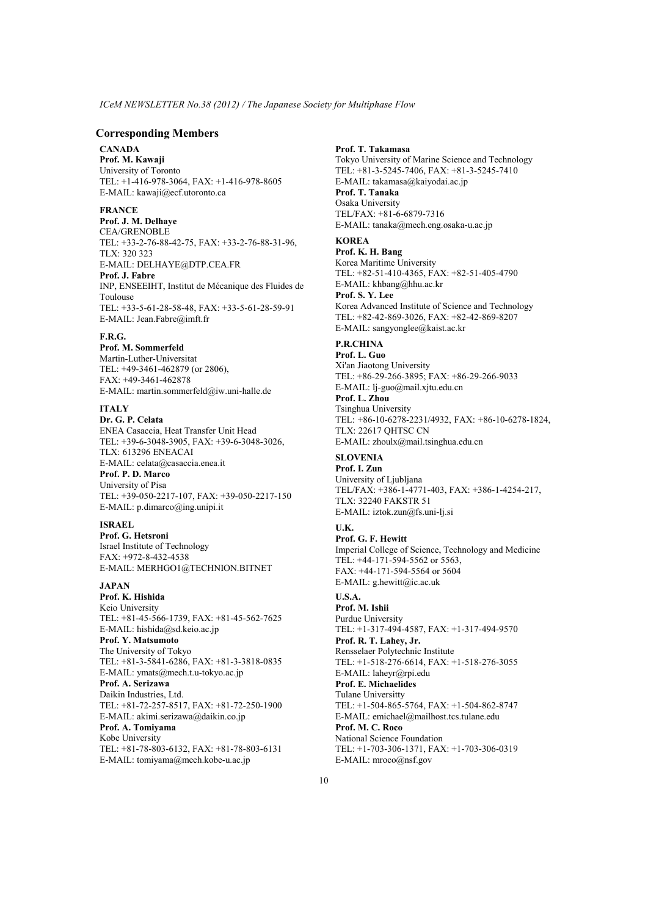## Corresponding Members

**CANADA**

**Prof. M. Kawaji**
University of Toronto
TEL: +1-416-978-3064, FAX: +1-416-978-8605
E-MAIL: kawaji@ecf.utoronto.ca

**FRANCE**

**Prof. J. M. Delhaye**
CEA/GRENOBLE
TEL: +33-2-76-88-42-75, FAX: +33-2-76-88-31-96,
TLX: 320 323
E-MAIL: DELHAYE@DTP.CEA.FR

**Prof. J. Fabre**
INP, ENSEEIHT, Institut de Mécanique des Fluides de Toulouse
TEL: +33-5-61-28-58-48, FAX: +33-5-61-28-59-91
E-MAIL: Jean.Fabre@imft.fr

**F.R.G.**

**Prof. M. Sommerfeld**
Martin-Luther-Universitat
TEL: +49-3461-462879 (or 2806),
FAX: +49-3461-462878
E-MAIL: martin.sommerfeld@iw.uni-halle.de

**ITALY**

**Dr. G. P. Celata**
ENEA Casaccia, Heat Transfer Unit Head
TEL: +39-6-3048-3905, FAX: +39-6-3048-3026,
TLX: 613296 ENEACAI
E-MAIL: celata@casaccia.enea.it

**Prof. P. D. Marco**
University of Pisa
TEL: +39-050-2217-107, FAX: +39-050-2217-150
E-MAIL: p.dimarco@ing.unipi.it

**ISRAEL**

**Prof. G. Hetsroni**
Israel Institute of Technology
FAX: +972-8-432-4538
E-MAIL: MERHGO1@TECHNION.BITNET

**JAPAN**

**Prof. K. Hishida**
Keio University
TEL: +81-45-566-1739, FAX: +81-45-562-7625
E-MAIL: hishida@sd.keio.ac.jp

**Prof. Y. Matsumoto**
The University of Tokyo
TEL: +81-3-5841-6286, FAX: +81-3-3818-0835
E-MAIL: ymats@mech.t.u-tokyo.ac.jp

**Prof. A. Serizawa**
Daikin Industries, Ltd.
TEL: +81-72-257-8517, FAX: +81-72-250-1900
E-MAIL: akimi.serizawa@daikin.co.jp

**Prof. A. Tomiyama**
Kobe University
TEL: +81-78-803-6132, FAX: +81-78-803-6131
E-MAIL: tomiyama@mech.kobe-u.ac.jp

**Prof. T. Takamasa**
Tokyo University of Marine Science and Technology
TEL: +81-3-5245-7406, FAX: +81-3-5245-7410
E-MAIL: takamasa@kaiyodai.ac.jp

**Prof. T. Tanaka**
Osaka University
TEL/FAX: +81-6-6879-7316
E-MAIL: tanaka@mech.eng.osaka-u.ac.jp

**KOREA**

**Prof. K. H. Bang**
Korea Maritime University
TEL: +82-51-410-4365, FAX: +82-51-405-4790
E-MAIL: khbang@hhu.ac.kr

**Prof. S. Y. Lee**
Korea Advanced Institute of Science and Technology
TEL: +82-42-869-3026, FAX: +82-42-869-8207
E-MAIL: sangyonglee@kaist.ac.kr

**P.R.CHINA**

**Prof. L. Guo**
Xi'an Jiaotong University
TEL: +86-29-266-3895; FAX: +86-29-266-9033
E-MAIL: lj-guo@mail.xjtu.edu.cn

**Prof. L. Zhou**
Tsinghua University
TEL: +86-10-6278-2231/4932, FAX: +86-10-6278-1824,
TLX: 22617 QHTSC CN
E-MAIL: zhoulx@mail.tsinghua.edu.cn

**SLOVENIA**

**Prof. I. Zun**
University of Ljubljana
TEL/FAX: +386-1-4771-403, FAX: +386-1-4254-217,
TLX: 32240 FAKSTR 51
E-MAIL: iztok.zun@fs.uni-lj.si

**U.K.**

**Prof. G. F. Hewitt**
Imperial College of Science, Technology and Medicine
TEL: +44-171-594-5562 or 5563,
FAX: +44-171-594-5564 or 5604
E-MAIL: g.hewitt@ic.ac.uk

**U.S.A.**

**Prof. M. Ishii**
Purdue University
TEL: +1-317-494-4587, FAX: +1-317-494-9570

**Prof. R. T. Lahey, Jr.**
Rensselaer Polytechnic Institute
TEL: +1-518-276-6614, FAX: +1-518-276-3055
E-MAIL: laheyr@rpi.edu

**Prof. E. Michaelides**
Tulane Universitty
TEL: +1-504-865-5764, FAX: +1-504-862-8747
E-MAIL: emichael@mailhost.tcs.tulane.edu

**Prof. M. C. Roco**
National Science Foundation
TEL: +1-703-306-1371, FAX: +1-703-306-0319
E-MAIL: mroco@nsf.gov